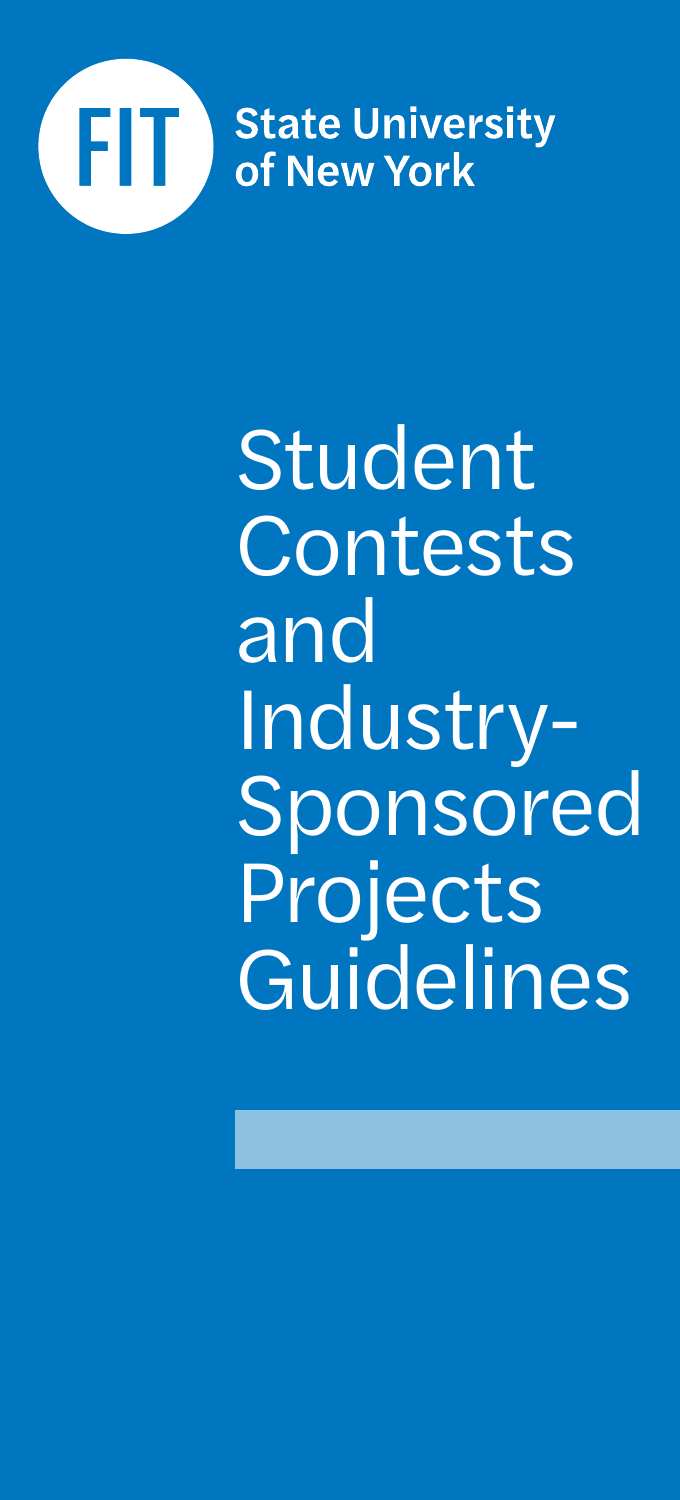FIT State University of New York

# Student Contests and Industry-Sponsored Projects Guidelines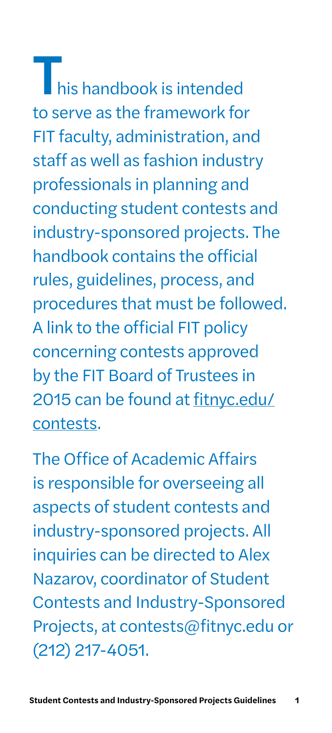This handbook is intended to serve as the framework for FIT faculty, administration, and staff as well as fashion industry professionals in planning and conducting student contests and industry-sponsored projects. The handbook contains the official rules, guidelines, process, and procedures that must be followed. A link to the official FIT policy concerning contests approved by the FIT Board of Trustees in 2015 can be found at fitnyc.edu/contests.

The Office of Academic Affairs is responsible for overseeing all aspects of student contests and industry-sponsored projects. All inquiries can be directed to Alex Nazarov, coordinator of Student Contests and Industry-Sponsored Projects, at contests@fitnyc.edu or (212) 217-4051.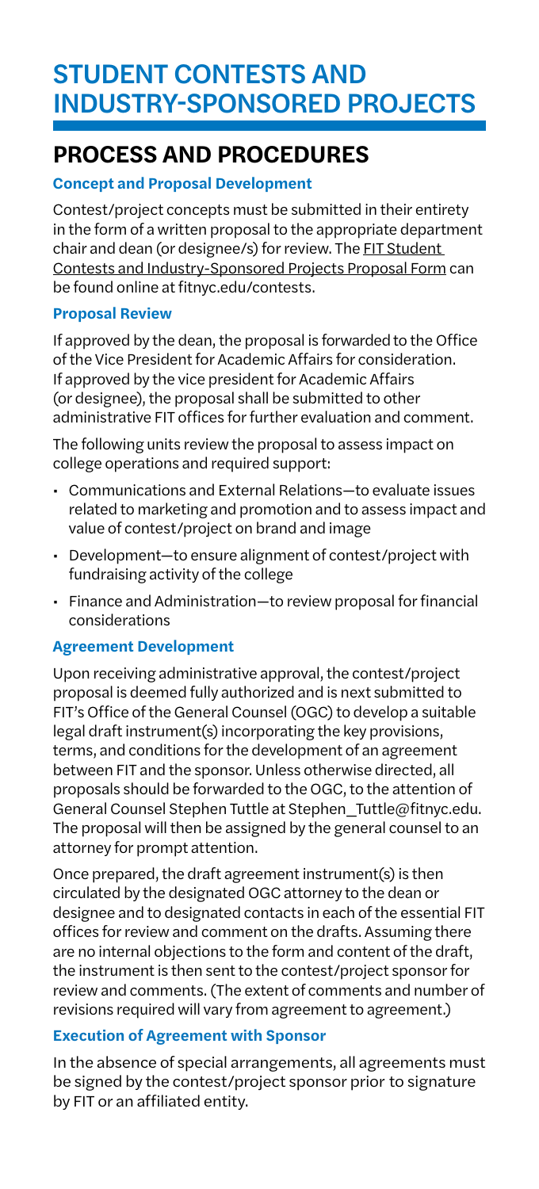# STUDENT CONTESTS AND INDUSTRY-SPONSORED PROJECTS

## PROCESS AND PROCEDURES

### Concept and Proposal Development

Contest/project concepts must be submitted in their entirety in the form of a written proposal to the appropriate department chair and dean (or designee/s) for review. The FIT Student Contests and Industry-Sponsored Projects Proposal Form can be found online at fitnyc.edu/contests.

### Proposal Review

If approved by the dean, the proposal is forwarded to the Office of the Vice President for Academic Affairs for consideration. If approved by the vice president for Academic Affairs (or designee), the proposal shall be submitted to other administrative FIT offices for further evaluation and comment.

The following units review the proposal to assess impact on college operations and required support:

- Communications and External Relations—to evaluate issues related to marketing and promotion and to assess impact and value of contest/project on brand and image
- Development—to ensure alignment of contest/project with fundraising activity of the college
- Finance and Administration—to review proposal for financial considerations

### Agreement Development

Upon receiving administrative approval, the contest/project proposal is deemed fully authorized and is next submitted to FIT's Office of the General Counsel (OGC) to develop a suitable legal draft instrument(s) incorporating the key provisions, terms, and conditions for the development of an agreement between FIT and the sponsor. Unless otherwise directed, all proposals should be forwarded to the OGC, to the attention of General Counsel Stephen Tuttle at Stephen_Tuttle@fitnyc.edu. The proposal will then be assigned by the general counsel to an attorney for prompt attention.

Once prepared, the draft agreement instrument(s) is then circulated by the designated OGC attorney to the dean or designee and to designated contacts in each of the essential FIT offices for review and comment on the drafts. Assuming there are no internal objections to the form and content of the draft, the instrument is then sent to the contest/project sponsor for review and comments. (The extent of comments and number of revisions required will vary from agreement to agreement.)

### Execution of Agreement with Sponsor

In the absence of special arrangements, all agreements must be signed by the contest/project sponsor prior to signature by FIT or an affiliated entity.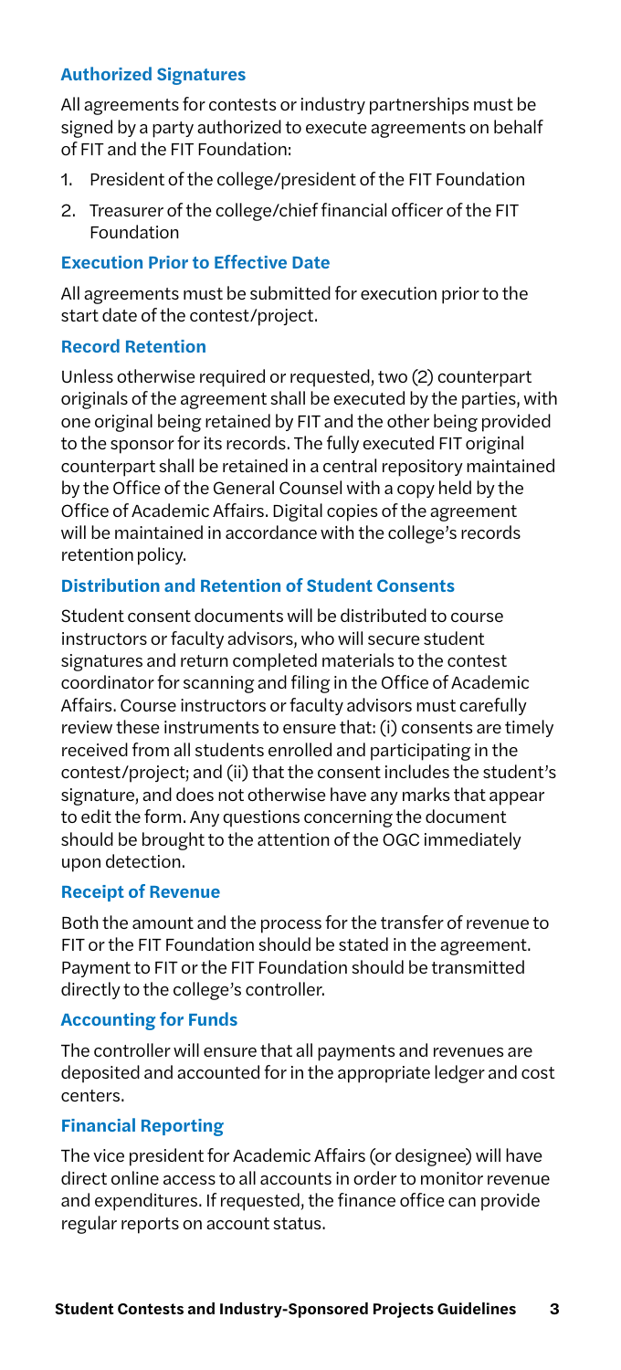### Authorized Signatures

All agreements for contests or industry partnerships must be signed by a party authorized to execute agreements on behalf of FIT and the FIT Foundation:

1. President of the college/president of the FIT Foundation
2. Treasurer of the college/chief financial officer of the FIT Foundation

### Execution Prior to Effective Date

All agreements must be submitted for execution prior to the start date of the contest/project.

### Record Retention

Unless otherwise required or requested, two (2) counterpart originals of the agreement shall be executed by the parties, with one original being retained by FIT and the other being provided to the sponsor for its records. The fully executed FIT original counterpart shall be retained in a central repository maintained by the Office of the General Counsel with a copy held by the Office of Academic Affairs. Digital copies of the agreement will be maintained in accordance with the college's records retention policy.

### Distribution and Retention of Student Consents

Student consent documents will be distributed to course instructors or faculty advisors, who will secure student signatures and return completed materials to the contest coordinator for scanning and filing in the Office of Academic Affairs. Course instructors or faculty advisors must carefully review these instruments to ensure that: (i) consents are timely received from all students enrolled and participating in the contest/project; and (ii) that the consent includes the student's signature, and does not otherwise have any marks that appear to edit the form. Any questions concerning the document should be brought to the attention of the OGC immediately upon detection.

### Receipt of Revenue

Both the amount and the process for the transfer of revenue to FIT or the FIT Foundation should be stated in the agreement. Payment to FIT or the FIT Foundation should be transmitted directly to the college's controller.

### Accounting for Funds

The controller will ensure that all payments and revenues are deposited and accounted for in the appropriate ledger and cost centers.

### Financial Reporting

The vice president for Academic Affairs (or designee) will have direct online access to all accounts in order to monitor revenue and expenditures. If requested, the finance office can provide regular reports on account status.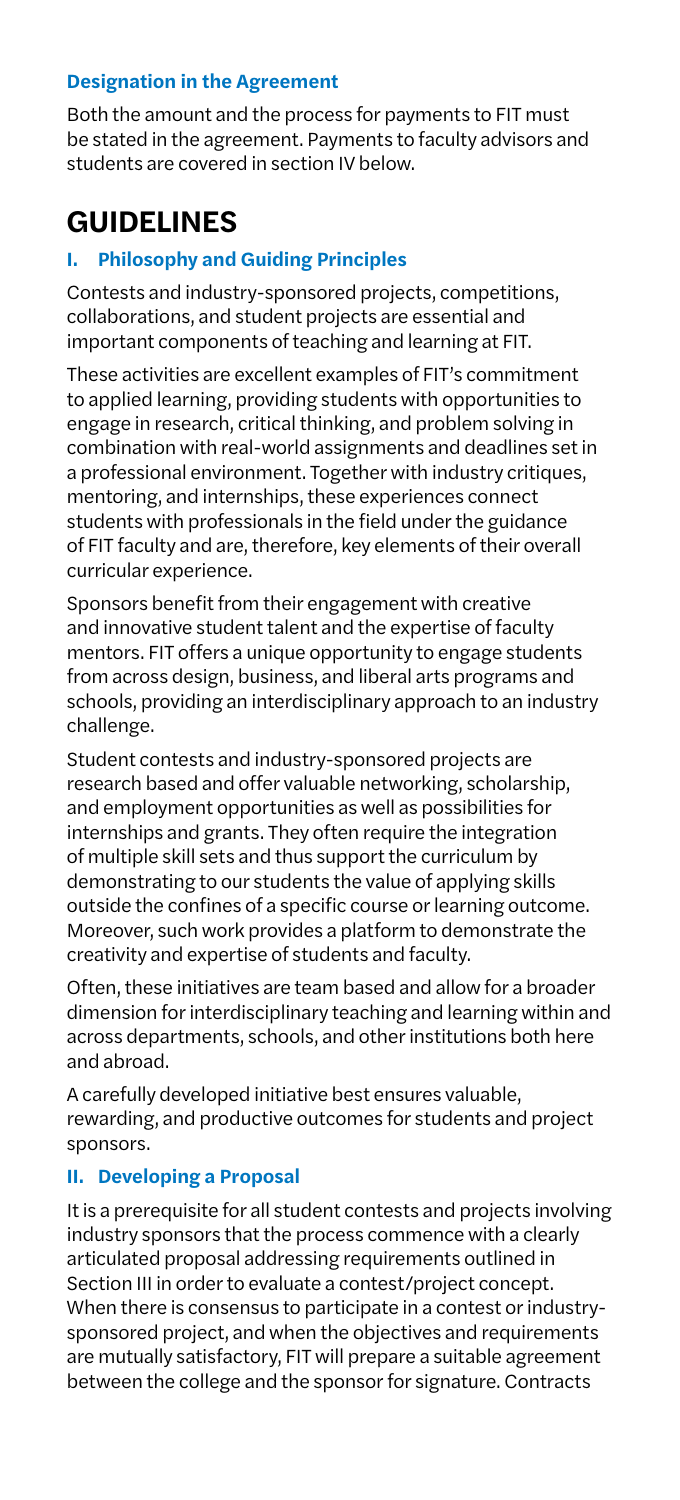### Designation in the Agreement

Both the amount and the process for payments to FIT must be stated in the agreement. Payments to faculty advisors and students are covered in section IV below.

# GUIDELINES

### I. Philosophy and Guiding Principles

Contests and industry-sponsored projects, competitions, collaborations, and student projects are essential and important components of teaching and learning at FIT.

These activities are excellent examples of FIT's commitment to applied learning, providing students with opportunities to engage in research, critical thinking, and problem solving in combination with real-world assignments and deadlines set in a professional environment. Together with industry critiques, mentoring, and internships, these experiences connect students with professionals in the field under the guidance of FIT faculty and are, therefore, key elements of their overall curricular experience.

Sponsors benefit from their engagement with creative and innovative student talent and the expertise of faculty mentors. FIT offers a unique opportunity to engage students from across design, business, and liberal arts programs and schools, providing an interdisciplinary approach to an industry challenge.

Student contests and industry-sponsored projects are research based and offer valuable networking, scholarship, and employment opportunities as well as possibilities for internships and grants. They often require the integration of multiple skill sets and thus support the curriculum by demonstrating to our students the value of applying skills outside the confines of a specific course or learning outcome. Moreover, such work provides a platform to demonstrate the creativity and expertise of students and faculty.

Often, these initiatives are team based and allow for a broader dimension for interdisciplinary teaching and learning within and across departments, schools, and other institutions both here and abroad.

A carefully developed initiative best ensures valuable, rewarding, and productive outcomes for students and project sponsors.

### II. Developing a Proposal

It is a prerequisite for all student contests and projects involving industry sponsors that the process commence with a clearly articulated proposal addressing requirements outlined in Section III in order to evaluate a contest/project concept. When there is consensus to participate in a contest or industry-sponsored project, and when the objectives and requirements are mutually satisfactory, FIT will prepare a suitable agreement between the college and the sponsor for signature. Contracts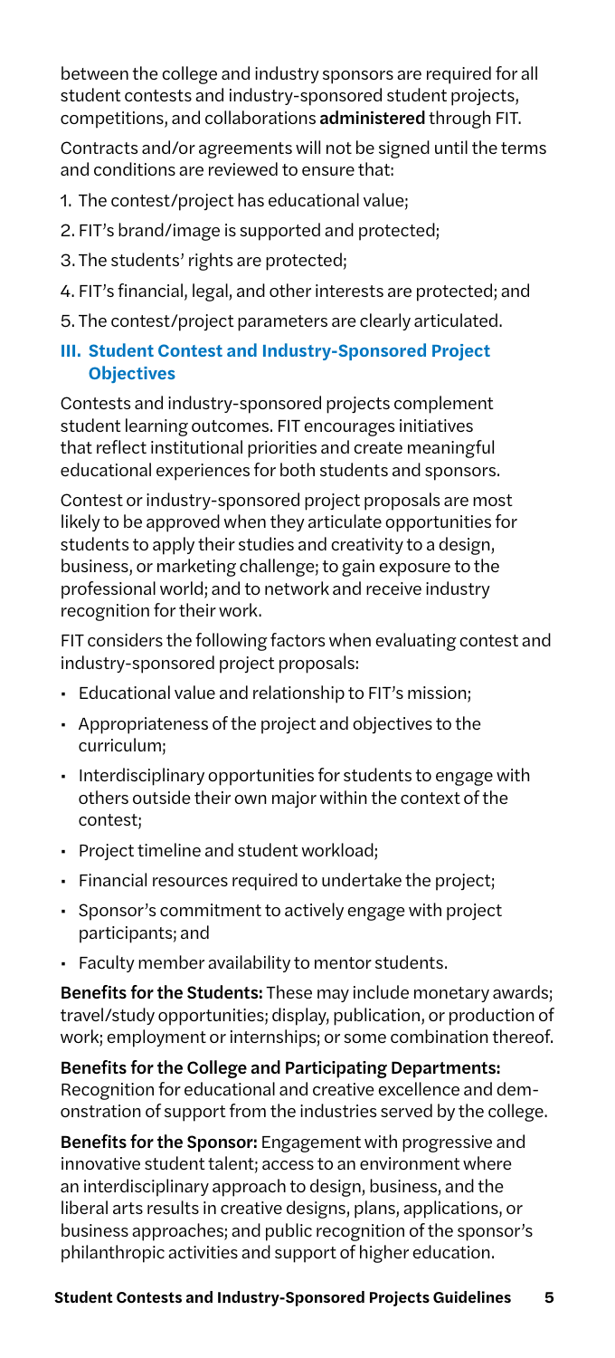between the college and industry sponsors are required for all student contests and industry-sponsored student projects, competitions, and collaborations **administered** through FIT.

Contracts and/or agreements will not be signed until the terms and conditions are reviewed to ensure that:

1. The contest/project has educational value;
2. FIT's brand/image is supported and protected;
3. The students' rights are protected;
4. FIT's financial, legal, and other interests are protected; and
5. The contest/project parameters are clearly articulated.

## III. Student Contest and Industry-Sponsored Project Objectives

Contests and industry-sponsored projects complement student learning outcomes. FIT encourages initiatives that reflect institutional priorities and create meaningful educational experiences for both students and sponsors.

Contest or industry-sponsored project proposals are most likely to be approved when they articulate opportunities for students to apply their studies and creativity to a design, business, or marketing challenge; to gain exposure to the professional world; and to network and receive industry recognition for their work.

FIT considers the following factors when evaluating contest and industry-sponsored project proposals:

- Educational value and relationship to FIT's mission;
- Appropriateness of the project and objectives to the curriculum;
- Interdisciplinary opportunities for students to engage with others outside their own major within the context of the contest;
- Project timeline and student workload;
- Financial resources required to undertake the project;
- Sponsor's commitment to actively engage with project participants; and
- Faculty member availability to mentor students.

**Benefits for the Students:** These may include monetary awards; travel/study opportunities; display, publication, or production of work; employment or internships; or some combination thereof.

**Benefits for the College and Participating Departments:** Recognition for educational and creative excellence and demonstration of support from the industries served by the college.

**Benefits for the Sponsor:** Engagement with progressive and innovative student talent; access to an environment where an interdisciplinary approach to design, business, and the liberal arts results in creative designs, plans, applications, or business approaches; and public recognition of the sponsor's philanthropic activities and support of higher education.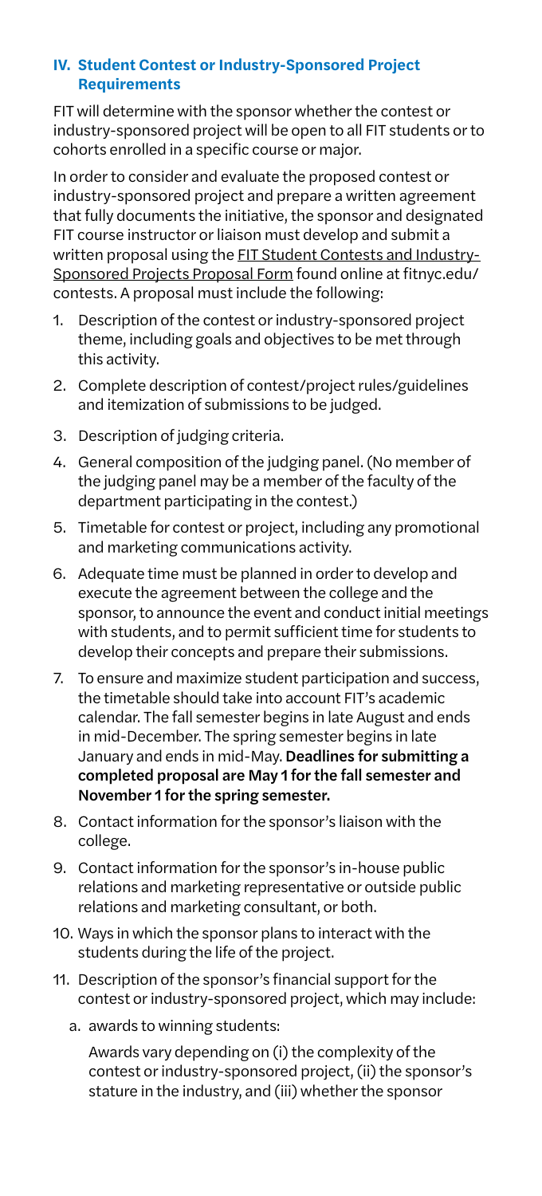## IV. Student Contest or Industry-Sponsored Project Requirements

FIT will determine with the sponsor whether the contest or industry-sponsored project will be open to all FIT students or to cohorts enrolled in a specific course or major.

In order to consider and evaluate the proposed contest or industry-sponsored project and prepare a written agreement that fully documents the initiative, the sponsor and designated FIT course instructor or liaison must develop and submit a written proposal using the FIT Student Contests and Industry-Sponsored Projects Proposal Form found online at fitnyc.edu/contests. A proposal must include the following:

1. Description of the contest or industry-sponsored project theme, including goals and objectives to be met through this activity.
2. Complete description of contest/project rules/guidelines and itemization of submissions to be judged.
3. Description of judging criteria.
4. General composition of the judging panel. (No member of the judging panel may be a member of the faculty of the department participating in the contest.)
5. Timetable for contest or project, including any promotional and marketing communications activity.
6. Adequate time must be planned in order to develop and execute the agreement between the college and the sponsor, to announce the event and conduct initial meetings with students, and to permit sufficient time for students to develop their concepts and prepare their submissions.
7. To ensure and maximize student participation and success, the timetable should take into account FIT's academic calendar. The fall semester begins in late August and ends in mid-December. The spring semester begins in late January and ends in mid-May. **Deadlines for submitting a completed proposal are May 1 for the fall semester and November 1 for the spring semester.**
8. Contact information for the sponsor's liaison with the college.
9. Contact information for the sponsor's in-house public relations and marketing representative or outside public relations and marketing consultant, or both.
10. Ways in which the sponsor plans to interact with the students during the life of the project.
11. Description of the sponsor's financial support for the contest or industry-sponsored project, which may include:
    a. awards to winning students:

       Awards vary depending on (i) the complexity of the contest or industry-sponsored project, (ii) the sponsor's stature in the industry, and (iii) whether the sponsor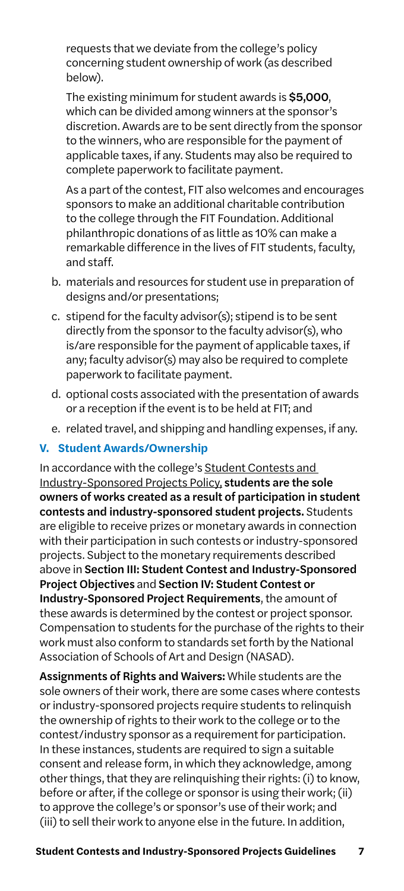requests that we deviate from the college's policy concerning student ownership of work (as described below).

The existing minimum for student awards is **$5,000**, which can be divided among winners at the sponsor's discretion. Awards are to be sent directly from the sponsor to the winners, who are responsible for the payment of applicable taxes, if any. Students may also be required to complete paperwork to facilitate payment.

As a part of the contest, FIT also welcomes and encourages sponsors to make an additional charitable contribution to the college through the FIT Foundation. Additional philanthropic donations of as little as 10% can make a remarkable difference in the lives of FIT students, faculty, and staff.

b. materials and resources for student use in preparation of designs and/or presentations;
c. stipend for the faculty advisor(s); stipend is to be sent directly from the sponsor to the faculty advisor(s), who is/are responsible for the payment of applicable taxes, if any; faculty advisor(s) may also be required to complete paperwork to facilitate payment.
d. optional costs associated with the presentation of awards or a reception if the event is to be held at FIT; and
e. related travel, and shipping and handling expenses, if any.

## V. Student Awards/Ownership

In accordance with the college's Student Contests and Industry-Sponsored Projects Policy, **students are the sole owners of works created as a result of participation in student contests and industry-sponsored student projects.** Students are eligible to receive prizes or monetary awards in connection with their participation in such contests or industry-sponsored projects. Subject to the monetary requirements described above in **Section III: Student Contest and Industry-Sponsored Project Objectives** and **Section IV: Student Contest or Industry-Sponsored Project Requirements**, the amount of these awards is determined by the contest or project sponsor. Compensation to students for the purchase of the rights to their work must also conform to standards set forth by the National Association of Schools of Art and Design (NASAD).

**Assignments of Rights and Waivers:** While students are the sole owners of their work, there are some cases where contests or industry-sponsored projects require students to relinquish the ownership of rights to their work to the college or to the contest/industry sponsor as a requirement for participation. In these instances, students are required to sign a suitable consent and release form, in which they acknowledge, among other things, that they are relinquishing their rights: (i) to know, before or after, if the college or sponsor is using their work; (ii) to approve the college's or sponsor's use of their work; and (iii) to sell their work to anyone else in the future. In addition,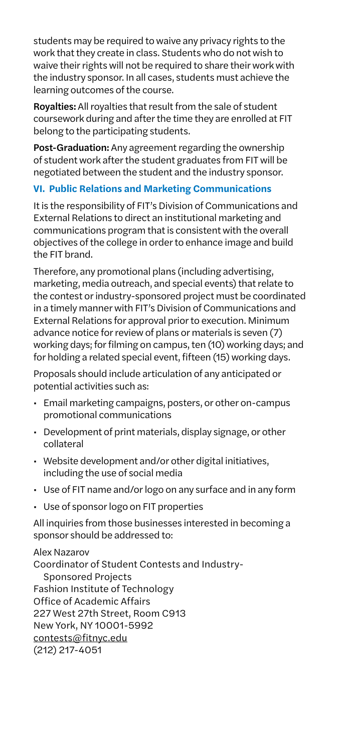students may be required to waive any privacy rights to the work that they create in class. Students who do not wish to waive their rights will not be required to share their work with the industry sponsor. In all cases, students must achieve the learning outcomes of the course.

**Royalties:** All royalties that result from the sale of student coursework during and after the time they are enrolled at FIT belong to the participating students.

**Post-Graduation:** Any agreement regarding the ownership of student work after the student graduates from FIT will be negotiated between the student and the industry sponsor.

### VI. Public Relations and Marketing Communications

It is the responsibility of FIT's Division of Communications and External Relations to direct an institutional marketing and communications program that is consistent with the overall objectives of the college in order to enhance image and build the FIT brand.

Therefore, any promotional plans (including advertising, marketing, media outreach, and special events) that relate to the contest or industry-sponsored project must be coordinated in a timely manner with FIT's Division of Communications and External Relations for approval prior to execution. Minimum advance notice for review of plans or materials is seven (7) working days; for filming on campus, ten (10) working days; and for holding a related special event, fifteen (15) working days.

Proposals should include articulation of any anticipated or potential activities such as:

- Email marketing campaigns, posters, or other on-campus promotional communications
- Development of print materials, display signage, or other collateral
- Website development and/or other digital initiatives, including the use of social media
- Use of FIT name and/or logo on any surface and in any form
- Use of sponsor logo on FIT properties

All inquiries from those businesses interested in becoming a sponsor should be addressed to:

Alex Nazarov  
Coordinator of Student Contests and Industry-Sponsored Projects  
Fashion Institute of Technology  
Office of Academic Affairs  
227 West 27th Street, Room C913  
New York, NY 10001-5992  
contests@fitnyc.edu  
(212) 217-4051